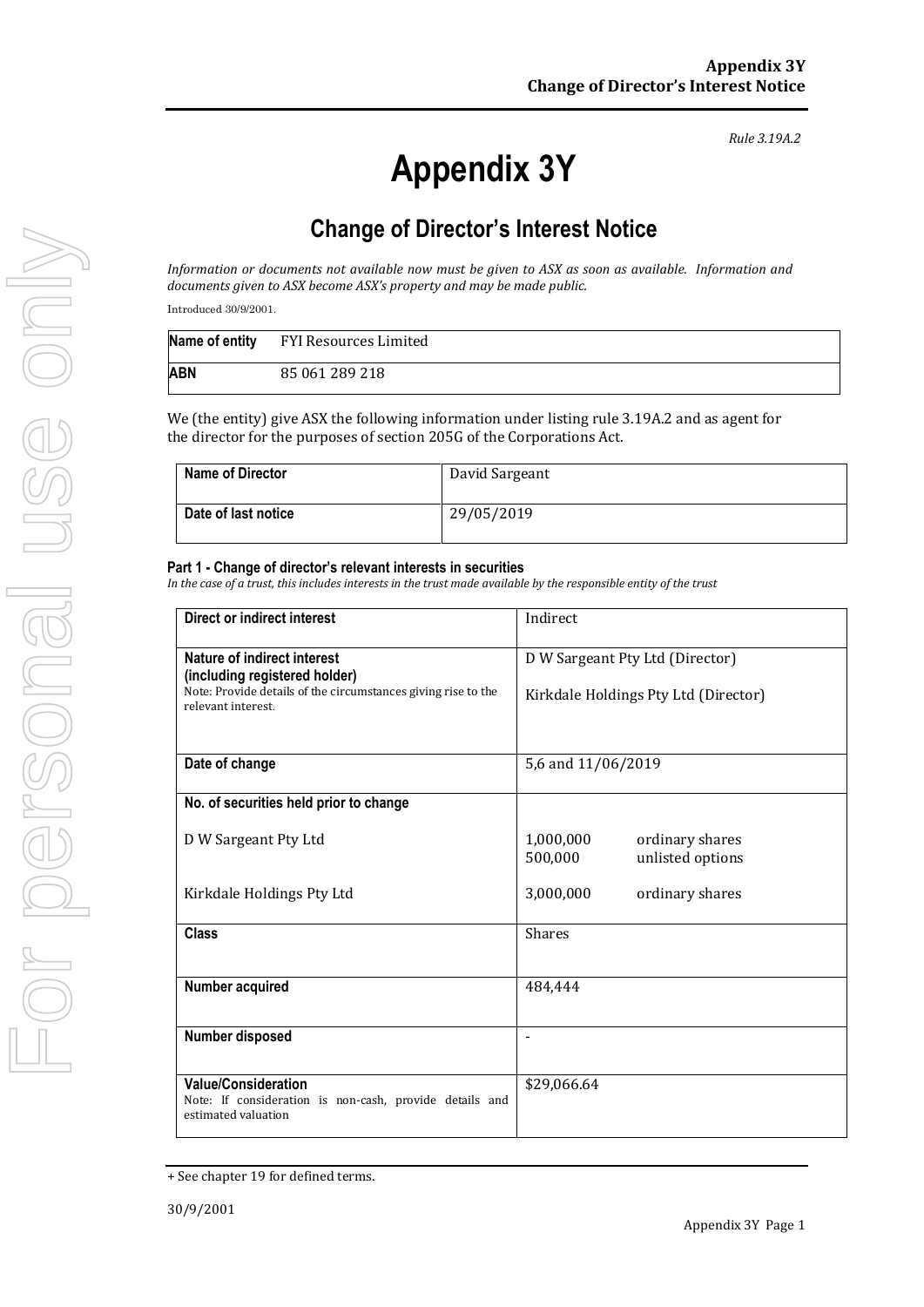*Rule 3.19A.2*

# Appendix 3Y

## Change of Director's Interest Notice

*Information or documents not available now must be given to ASX as soon as available. Information and documents given to ASX become ASX's property and may be made public.*

Introduced 30/9/2001.

| **Name of entity** | FYI Resources Limited |
|---|---|
| **ABN** | 85 061 289 218 |

We (the entity) give ASX the following information under listing rule 3.19A.2 and as agent for the director for the purposes of section 205G of the Corporations Act.

| **Name of Director** | David Sargeant |
|---|---|
| **Date of last notice** | 29/05/2019 |

#### Part 1 - Change of director's relevant interests in securities

*In the case of a trust, this includes interests in the trust made available by the responsible entity of the trust*

| **Direct or indirect interest** | Indirect |
|---|---|
| **Nature of indirect interest (including registered holder)**<br>Note: Provide details of the circumstances giving rise to the relevant interest. | D W Sargeant Pty Ltd (Director)<br><br>Kirkdale Holdings Pty Ltd (Director) |
| **Date of change** | 5,6 and 11/06/2019 |
| **No. of securities held prior to change**<br><br>D W Sargeant Pty Ltd<br><br><br>Kirkdale Holdings Pty Ltd | <br><br>1,000,000 ordinary shares<br>500,000 unlisted options<br><br>3,000,000 ordinary shares |
| **Class** | Shares |
| **Number acquired** | 484,444 |
| **Number disposed** | - |
| **Value/Consideration**<br>Note: If consideration is non-cash, provide details and estimated valuation | $29,066.64 |

+ See chapter 19 for defined terms.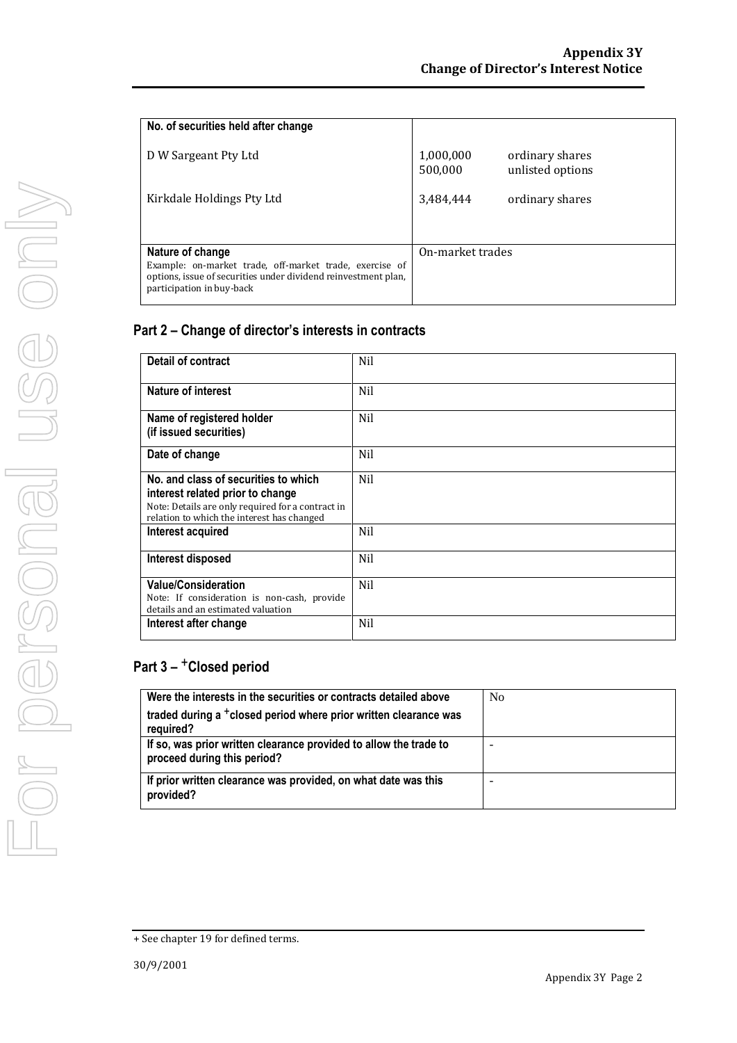| | |
|---|---|
| **No. of securities held after change**<br><br>D W Sargeant Pty Ltd<br><br>Kirkdale Holdings Pty Ltd | <br><br>1,000,000 ordinary shares<br>500,000 unlisted options<br><br>3,484,444 ordinary shares |
| **Nature of change**<br>Example: on-market trade, off-market trade, exercise of options, issue of securities under dividend reinvestment plan, participation in buy-back | On-market trades |

## Part 2 – Change of director's interests in contracts

| | |
|---|---|
| **Detail of contract** | Nil |
| **Nature of interest** | Nil |
| **Name of registered holder (if issued securities)** | Nil |
| **Date of change** | Nil |
| **No. and class of securities to which interest related prior to change**<br>Note: Details are only required for a contract in relation to which the interest has changed | Nil |
| **Interest acquired** | Nil |
| **Interest disposed** | Nil |
| **Value/Consideration**<br>Note: If consideration is non-cash, provide details and an estimated valuation | Nil |
| **Interest after change** | Nil |

## Part 3 – +Closed period

| | |
|---|---|
| **Were the interests in the securities or contracts detailed above traded during a +closed period where prior written clearance was required?** | No |
| **If so, was prior written clearance provided to allow the trade to proceed during this period?** | - |
| **If prior written clearance was provided, on what date was this provided?** | - |

+ See chapter 19 for defined terms.

30/9/2001